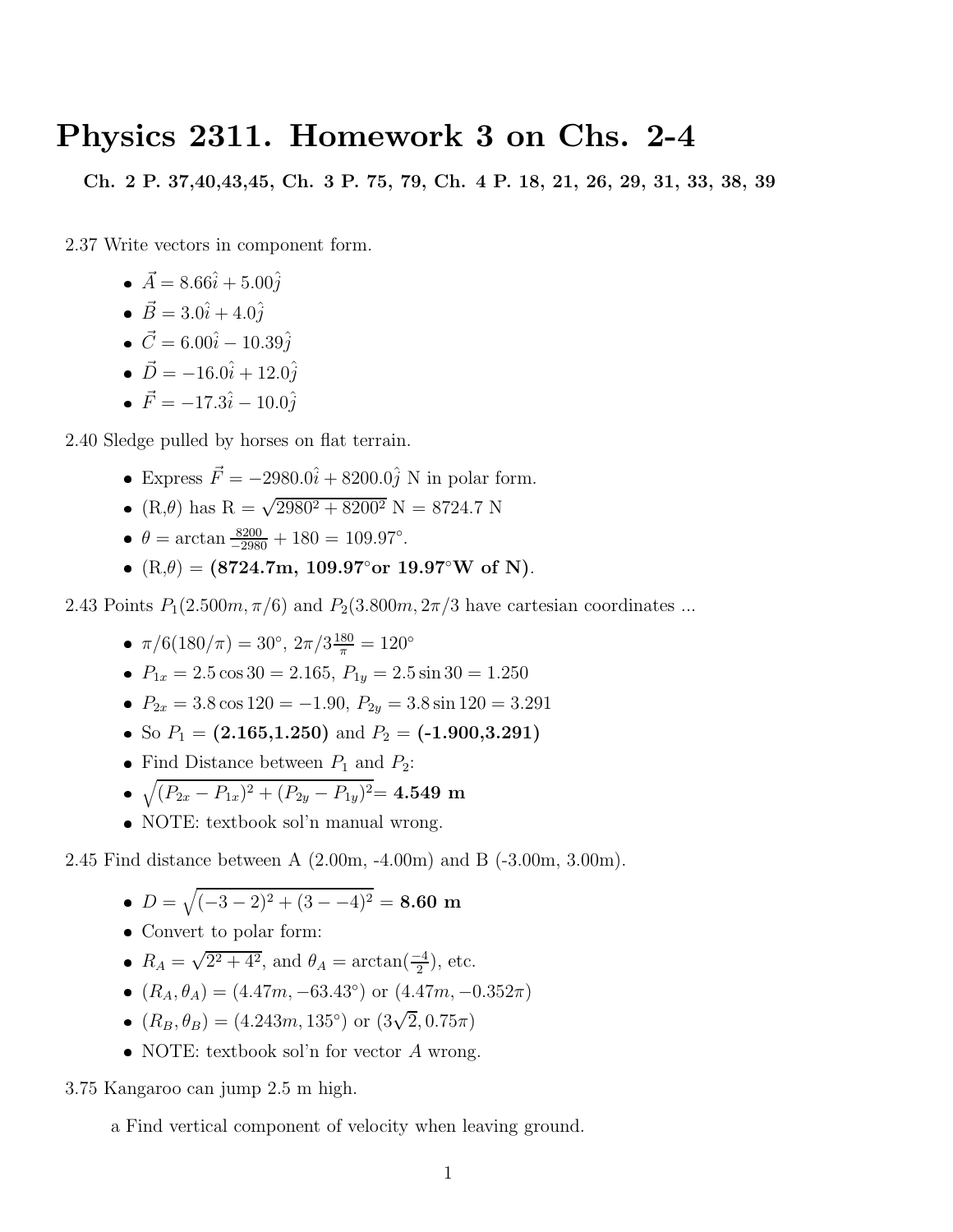# Physics 2311. Homework 3 on Chs. 2-4

**Ch. 2 P. 37,40,43,45, Ch. 3 P. 75, 79, Ch. 4 P. 18, 21, 26, 29, 31, 33, 38, 39**

2.37 Write vectors in component form.

- $\vec{A} = 8.66\hat{\imath} + 5.00\hat{\jmath}$
- $\vec{B} = 3.0\hat{\imath} + 4.0\hat{\jmath}$
- $\vec{C} = 6.00\hat{\imath} - 10.39\hat{\jmath}$
- $\vec{D} = -16.0\hat{\imath} + 12.0\hat{\jmath}$
- $\vec{F} = -17.3\hat{\imath} - 10.0\hat{\jmath}$

2.40 Sledge pulled by horses on flat terrain.

- Express $\vec{F} = -2980.0\hat{\imath} + 8200.0\hat{\jmath}$ N in polar form.
- (R,$\theta$) has R = $\sqrt{2980^2 + 8200^2}$ N = 8724.7 N
- $\theta = \arctan \frac{8200}{-2980} + 180 = 109.97°$.
- (R,$\theta$) = **(8724.7m, 109.97°or 19.97°W of N)**.

2.43 Points $P_1(2.500m, \pi/6)$ and $P_2(3.800m, 2\pi/3$ have cartesian coordinates ...

- $\pi/6(180/\pi) = 30°$, $2\pi/3\frac{180}{\pi} = 120°$
- $P_{1x} = 2.5\cos 30 = 2.165$, $P_{1y} = 2.5\sin 30 = 1.250$
- $P_{2x} = 3.8\cos 120 = -1.90$, $P_{2y} = 3.8\sin 120 = 3.291$
- So $P_1$ = **(2.165,1.250)** and $P_2$ = **(-1.900,3.291)**
- Find Distance between $P_1$ and $P_2$:
- $\sqrt{(P_{2x} - P_{1x})^2 + (P_{2y} - P_{1y})^2}$= **4.549 m**
- NOTE: textbook sol'n manual wrong.

2.45 Find distance between A (2.00m, -4.00m) and B (-3.00m, 3.00m).

- $D = \sqrt{(-3-2)^2 + (3--4)^2}$ = **8.60 m**
- Convert to polar form:
- $R_A = \sqrt{2^2 + 4^2}$, and $\theta_A = \arctan(\frac{-4}{2})$, etc.
- $(R_A, \theta_A) = (4.47m, -63.43°)$ or $(4.47m, -0.352\pi)$
- $(R_B, \theta_B) = (4.243m, 135°)$ or $(3\sqrt{2}, 0.75\pi)$
- NOTE: textbook sol'n for vector $A$ wrong.

3.75 Kangaroo can jump 2.5 m high.

a Find vertical component of velocity when leaving ground.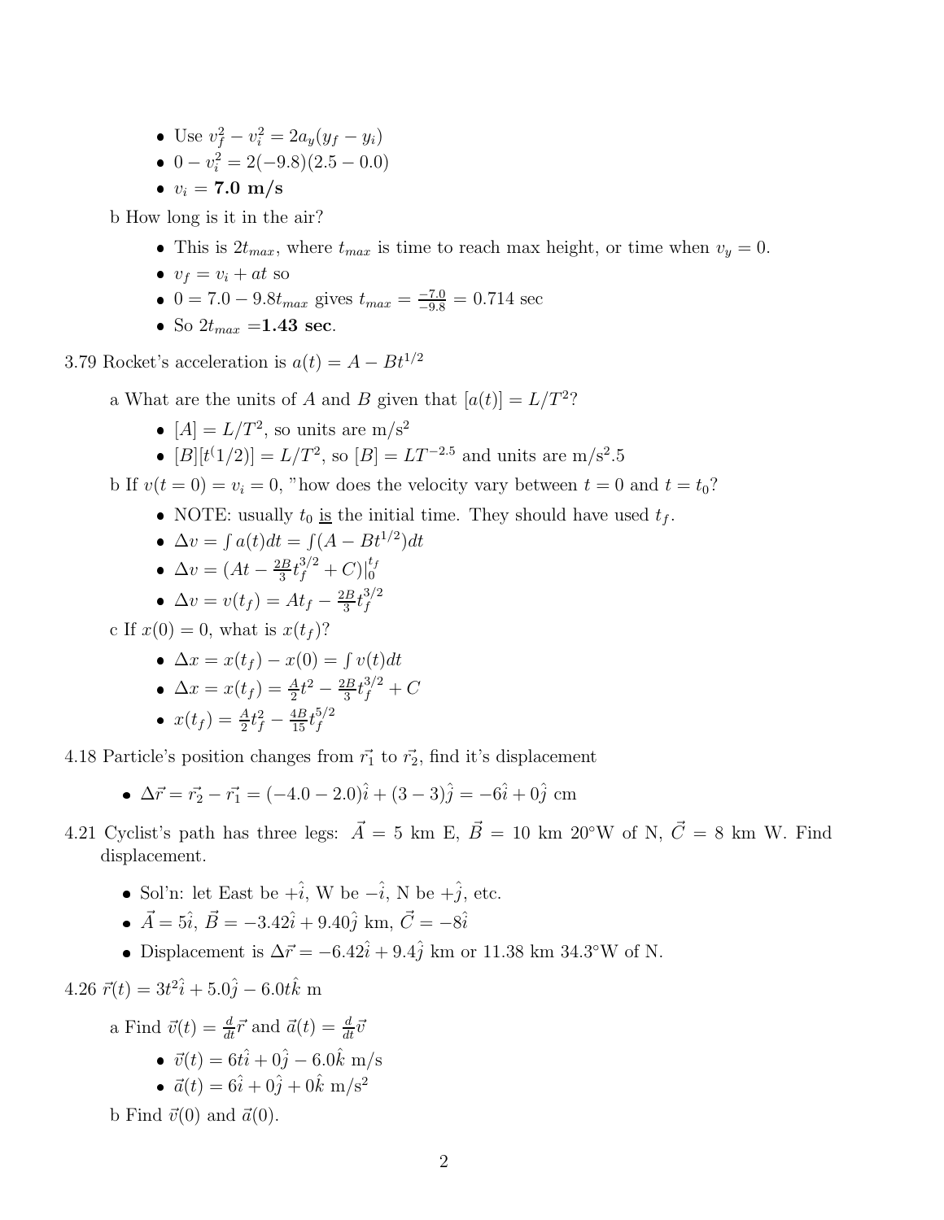- Use $v_f^2 - v_i^2 = 2a_y(y_f - y_i)$
- $0 - v_i^2 = 2(-9.8)(2.5 - 0.0)$
- $v_i =$ **7.0 m/s**

b How long is it in the air?

- This is $2t_{max}$, where $t_{max}$ is time to reach max height, or time when $v_y = 0$.
- $v_f = v_i + at$ so
- $0 = 7.0 - 9.8t_{max}$ gives $t_{max} = \frac{-7.0}{-9.8} = 0.714$ sec
- So $2t_{max} =$**1.43 sec**.

3.79 Rocket's acceleration is $a(t) = A - Bt^{1/2}$

a What are the units of $A$ and $B$ given that $[a(t)] = L/T^2$?

- $[A] = L/T^2$, so units are m/s$^2$
- $[B][t^(1/2)] = L/T^2$, so $[B] = LT^{-2.5}$ and units are m/s$^2$.5

b If $v(t = 0) = v_i = 0$, "how does the velocity vary between $t = 0$ and $t = t_0$?

- NOTE: usually $t_0$ is the initial time. They should have used $t_f$.
- $\Delta v = \int a(t)dt = \int(A - Bt^{1/2})dt$
- $\Delta v = (At - \frac{2B}{3}t_f^{3/2} + C)|_0^{t_f}$
- $\Delta v = v(t_f) = At_f - \frac{2B}{3}t_f^{3/2}$

c If $x(0) = 0$, what is $x(t_f)$?

- $\Delta x = x(t_f) - x(0) = \int v(t)dt$
- $\Delta x = x(t_f) = \frac{A}{2}t^2 - \frac{2B}{3}t_f^{3/2} + C$
- $x(t_f) = \frac{A}{2}t_f^2 - \frac{4B}{15}t_f^{5/2}$

4.18 Particle's position changes from $\vec{r_1}$ to $\vec{r_2}$, find it's displacement

- $\Delta\vec{r} = \vec{r_2} - \vec{r_1} = (-4.0 - 2.0)\hat{i} + (3 - 3)\hat{j} = -6\hat{i} + 0\hat{j}$ cm

4.21 Cyclist's path has three legs: $\vec{A} = 5$ km E, $\vec{B} = 10$ km 20°W of N, $\vec{C} = 8$ km W. Find displacement.

- Sol'n: let East be $+\hat{i}$, W be $-\hat{i}$, N be $+\hat{j}$, etc.
- $\vec{A} = 5\hat{i}$, $\vec{B} = -3.42\hat{i} + 9.40\hat{j}$ km, $\vec{C} = -8\hat{i}$
- Displacement is $\Delta\vec{r} = -6.42\hat{i} + 9.4\hat{j}$ km or 11.38 km 34.3°W of N.

4.26 $\vec{r}(t) = 3t^2\hat{i} + 5.0\hat{j} - 6.0t\hat{k}$ m

a Find $\vec{v}(t) = \frac{d}{dt}\vec{r}$ and $\vec{a}(t) = \frac{d}{dt}\vec{v}$

- $\vec{v}(t) = 6t\hat{i} + 0\hat{j} - 6.0\hat{k}$ m/s
- $\vec{a}(t) = 6\hat{i} + 0\hat{j} + 0\hat{k}$ m/s$^2$

b Find $\vec{v}(0)$ and $\vec{a}(0)$.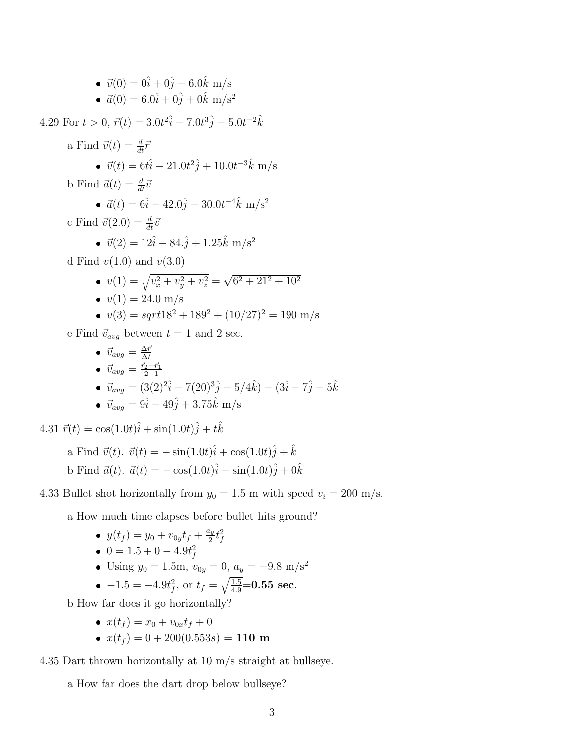- $\vec{v}(0) = 0\hat{i} + 0\hat{j} - 6.0\hat{k}$ m/s
- $\vec{a}(0) = 6.0\hat{i} + 0\hat{j} + 0\hat{k}$ m/s$^2$

4.29 For $t > 0$, $\vec{r}(t) = 3.0t^2\hat{i} - 7.0t^3\hat{j} - 5.0t^{-2}\hat{k}$

a Find $\vec{v}(t) = \frac{d}{dt}\vec{r}$

- $\vec{v}(t) = 6t\hat{i} - 21.0t^2\hat{j} + 10.0t^{-3}\hat{k}$ m/s

b Find $\vec{a}(t) = \frac{d}{dt}\vec{v}$

- $\vec{a}(t) = 6\hat{i} - 42.0\hat{j} - 30.0t^{-4}\hat{k}$ m/s$^2$

c Find $\vec{v}(2.0) = \frac{d}{dt}\vec{v}$

- $\vec{v}(2) = 12\hat{i} - 84.\hat{j} + 1.25\hat{k}$ m/s$^2$

d Find $v(1.0)$ and $v(3.0)$

- $v(1) = \sqrt{v_x^2 + v_y^2 + v_z^2} = \sqrt{6^2 + 21^2 + 10^2}$
- $v(1) = 24.0$ m/s
- $v(3) = sqrt 18^2 + 189^2 + (10/27)^2 = 190$ m/s

e Find $\vec{v}_{avg}$ between $t = 1$ and 2 sec.

- $\vec{v}_{avg} = \frac{\Delta\vec{r}}{\Delta t}$
- $\vec{v}_{avg} = \frac{\vec{r}_2 - \vec{r}_1}{2-1}$
- $\vec{v}_{avg} = (3(2)^2\hat{i} - 7(20)^3\hat{j} - 5/4\hat{k}) - (3\hat{i} - 7\hat{j} - 5\hat{k}$
- $\vec{v}_{avg} = 9\hat{i} - 49\hat{j} + 3.75\hat{k}$ m/s

4.31 $\vec{r}(t) = \cos(1.0t)\hat{i} + \sin(1.0t)\hat{j} + t\hat{k}$

a Find $\vec{v}(t)$. $\vec{v}(t) = -\sin(1.0t)\hat{i} + \cos(1.0t)\hat{j} + \hat{k}$

b Find $\vec{a}(t)$. $\vec{a}(t) = -\cos(1.0t)\hat{i} - \sin(1.0t)\hat{j} + 0\hat{k}$

4.33 Bullet shot horizontally from $y_0 = 1.5$ m with speed $v_i = 200$ m/s.

a How much time elapses before bullet hits ground?

- $y(t_f) = y_0 + v_{0y}t_f + \frac{a_y}{2}t_f^2$
- $0 = 1.5 + 0 - 4.9t_f^2$
- Using $y_0 = 1.5$m, $v_{0y} = 0$, $a_y = -9.8$ m/s$^2$
- $-1.5 = -4.9t_f^2$, or $t_f = \sqrt{\frac{1.5}{4.9}}$=**0.55 sec**.

b How far does it go horizontally?

- $x(t_f) = x_0 + v_{0x}t_f + 0$
- $x(t_f) = 0 + 200(0.553s) =$ **110 m**

4.35 Dart thrown horizontally at 10 m/s straight at bullseye.

a How far does the dart drop below bullseye?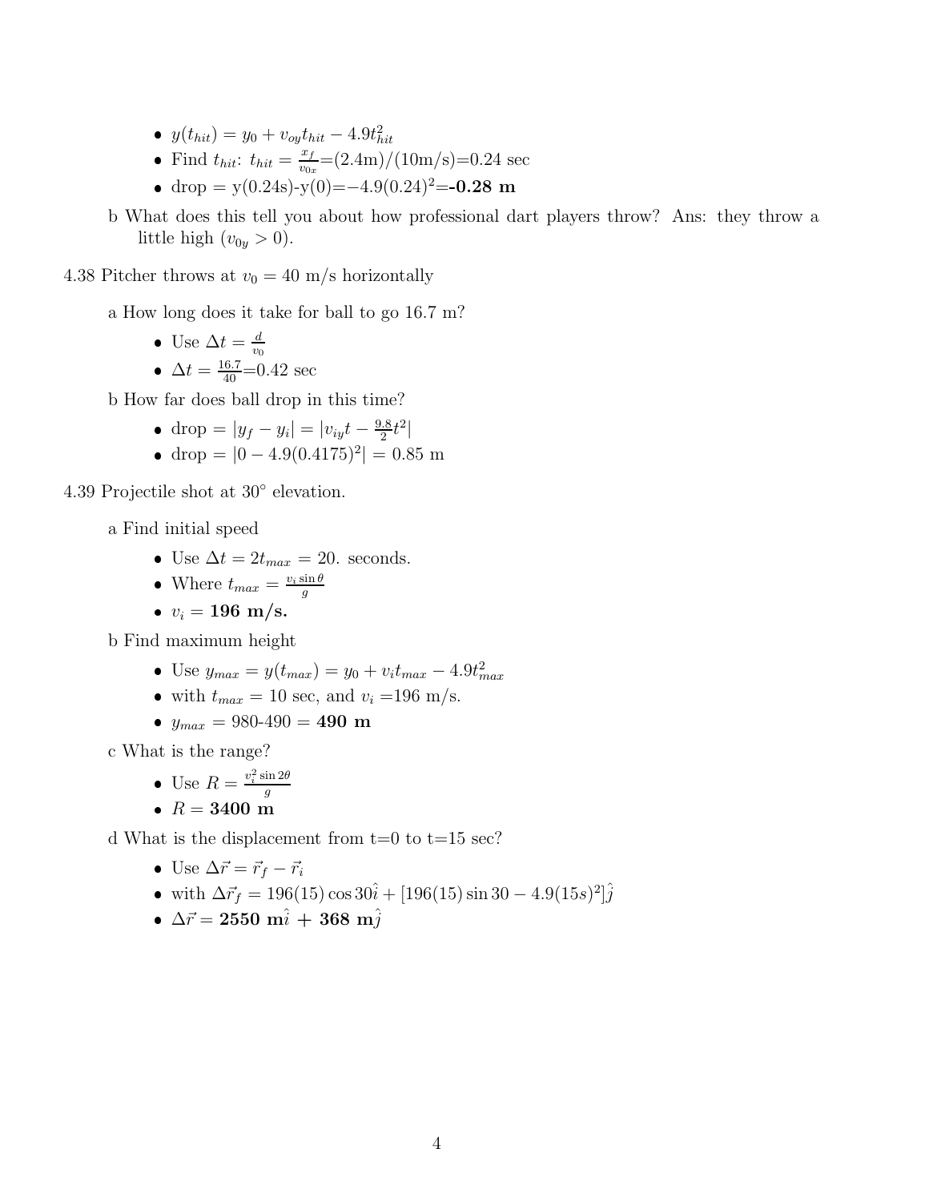- $y(t_{hit}) = y_0 + v_{oy}t_{hit} - 4.9t_{hit}^2$
- Find $t_{hit}$: $t_{hit} = \frac{x_f}{v_{0x}}$=(2.4m)/(10m/s)=0.24 sec
- drop = y(0.24s)-y(0)=$-4.9(0.24)^2$=**-0.28 m**

b What does this tell you about how professional dart players throw? Ans: they throw a little high ($v_{0y} > 0$).

4.38 Pitcher throws at $v_0 = 40$ m/s horizontally

a How long does it take for ball to go 16.7 m?

- Use $\Delta t = \frac{d}{v_0}$
- $\Delta t = \frac{16.7}{40}$=0.42 sec

b How far does ball drop in this time?

- drop = $|y_f - y_i| = |v_{iy}t - \frac{9.8}{2}t^2|$
- drop = $|0 - 4.9(0.4175)^2| = 0.85$ m

4.39 Projectile shot at 30° elevation.

a Find initial speed

- Use $\Delta t = 2t_{max} = 20.$ seconds.
- Where $t_{max} = \frac{v_i \sin\theta}{g}$
- $v_i =$ **196 m/s.**

b Find maximum height

- Use $y_{max} = y(t_{max}) = y_0 + v_i t_{max} - 4.9t_{max}^2$
- with $t_{max} = 10$ sec, and $v_i$ =196 m/s.
- $y_{max}$ = 980-490 = **490 m**

c What is the range?

- Use $R = \frac{v_i^2 \sin 2\theta}{g}$
- $R =$ **3400 m**

d What is the displacement from t=0 to t=15 sec?

- Use $\Delta\vec{r} = \vec{r}_f - \vec{r}_i$
- with $\Delta\vec{r}_f = 196(15)\cos 30\hat{i} + [196(15)\sin 30 - 4.9(15s)^2]\hat{j}$
- $\Delta\vec{r} =$ **2550 m$\hat{i}$ + 368 m$\hat{j}$**